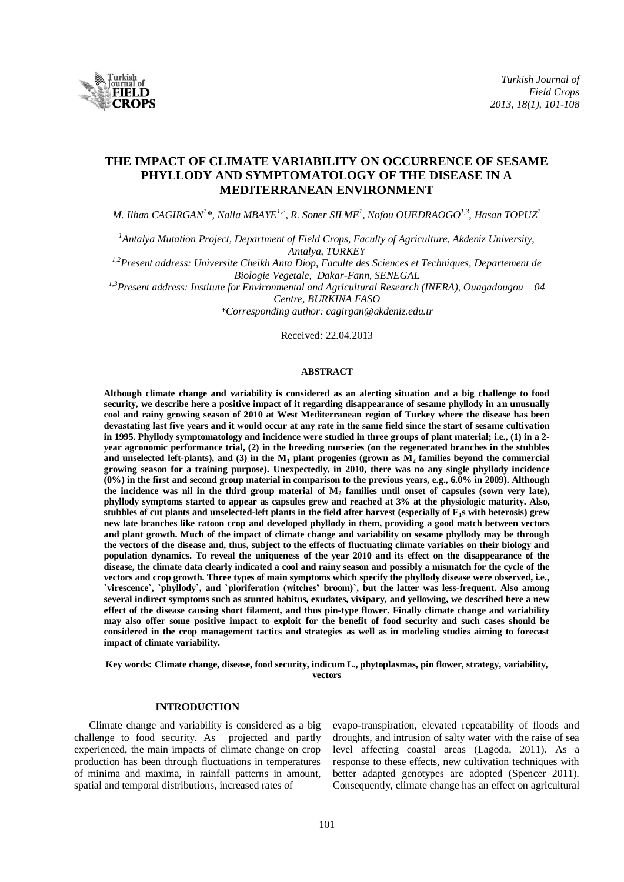# THE IMPACT OF CLIMATE VARIABILITY ON OCCURRENCE OF SESAME PHYLLODY AND SYMPTOMATOLOGY OF THE DISEASE IN A MEDITERRANEAN ENVIRONMENT

*M. Ilhan CAGIRGAN[1]\*, Nalla MBAYE[1,2], R. Soner SILME[1], Nofou OUEDRAOGO[1,3], Hasan TOPUZ[1]*

*[1]Antalya Mutation Project, Department of Field Crops, Faculty of Agriculture, Akdeniz University, Antalya, TURKEY*

*[1,2]Present address: Universite Cheikh Anta Diop, Faculte des Sciences et Techniques, Departement de Biologie Vegetale, Dakar-Fann, SENEGAL*

*[1,3]Present address: Institute for Environmental and Agricultural Research (INERA), Ouagadougou – 04 Centre, BURKINA FASO*

*\*Corresponding author: cagirgan@akdeniz.edu.tr*

Received: 22.04.2013

## ABSTRACT

**Although climate change and variability is considered as an alerting situation and a big challenge to food security, we describe here a positive impact of it regarding disappearance of sesame phyllody in an unusually cool and rainy growing season of 2010 at West Mediterranean region of Turkey where the disease has been devastating last five years and it would occur at any rate in the same field since the start of sesame cultivation in 1995. Phyllody symptomatology and incidence were studied in three groups of plant material; i.e., (1) in a 2-year agronomic performance trial, (2) in the breeding nurseries (on the regenerated branches in the stubbles and unselected left-plants), and (3) in the $M_1$ plant progenies (grown as $M_2$ families beyond the commercial growing season for a training purpose). Unexpectedly, in 2010, there was no any single phyllody incidence (0%) in the first and second group material in comparison to the previous years, e.g., 6.0% in 2009). Although the incidence was nil in the third group material of $M_2$ families until onset of capsules (sown very late), phyllody symptoms started to appear as capsules grew and reached at 3% at the physiologic maturity. Also, stubbles of cut plants and unselected-left plants in the field after harvest (especially of $F_1$s with heterosis) grew new late branches like ratoon crop and developed phyllody in them, providing a good match between vectors and plant growth. Much of the impact of climate change and variability on sesame phyllody may be through the vectors of the disease and, thus, subject to the effects of fluctuating climate variables on their biology and population dynamics. To reveal the uniqueness of the year 2010 and its effect on the disappearance of the disease, the climate data clearly indicated a cool and rainy season and possibly a mismatch for the cycle of the vectors and crop growth. Three types of main symptoms which specify the phyllody disease were observed, i.e., \`virescence\`, \`phyllody\`, and \`ploriferation (witches' broom)\`, but the latter was less-frequent. Also among several indirect symptoms such as stunted habitus, exudates, vivipary, and yellowing, we described here a new effect of the disease causing short filament, and thus pin-type flower. Finally climate change and variability may also offer some positive impact to exploit for the benefit of food security and such cases should be considered in the crop management tactics and strategies as well as in modeling studies aiming to forecast impact of climate variability.**

**Key words: Climate change, disease, food security, indicum L., phytoplasmas, pin flower, strategy, variability, vectors**

## INTRODUCTION

Climate change and variability is considered as a big challenge to food security. As projected and partly experienced, the main impacts of climate change on crop production has been through fluctuations in temperatures of minima and maxima, in rainfall patterns in amount, spatial and temporal distributions, increased rates of evapo-transpiration, elevated repeatability of floods and droughts, and intrusion of salty water with the raise of sea level affecting coastal areas (Lagoda, 2011). As a response to these effects, new cultivation techniques with better adapted genotypes are adopted (Spencer 2011). Consequently, climate change has an effect on agricultural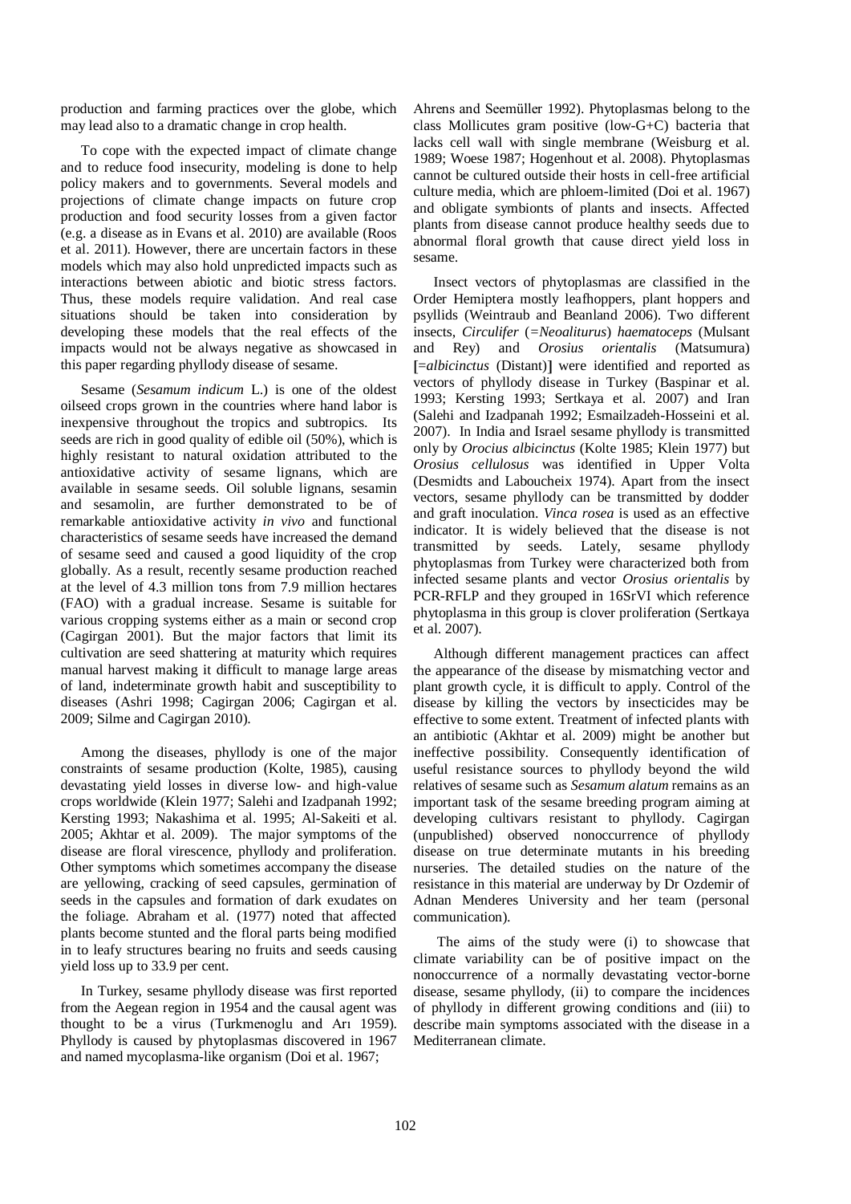production and farming practices over the globe, which may lead also to a dramatic change in crop health.

To cope with the expected impact of climate change and to reduce food insecurity, modeling is done to help policy makers and to governments. Several models and projections of climate change impacts on future crop production and food security losses from a given factor (e.g. a disease as in Evans et al. 2010) are available (Roos et al. 2011). However, there are uncertain factors in these models which may also hold unpredicted impacts such as interactions between abiotic and biotic stress factors. Thus, these models require validation. And real case situations should be taken into consideration by developing these models that the real effects of the impacts would not be always negative as showcased in this paper regarding phyllody disease of sesame.

Sesame (*Sesamum indicum* L.) is one of the oldest oilseed crops grown in the countries where hand labor is inexpensive throughout the tropics and subtropics. Its seeds are rich in good quality of edible oil (50%), which is highly resistant to natural oxidation attributed to the antioxidative activity of sesame lignans, which are available in sesame seeds. Oil soluble lignans, sesamin and sesamolin, are further demonstrated to be of remarkable antioxidative activity *in vivo* and functional characteristics of sesame seeds have increased the demand of sesame seed and caused a good liquidity of the crop globally. As a result, recently sesame production reached at the level of 4.3 million tons from 7.9 million hectares (FAO) with a gradual increase. Sesame is suitable for various cropping systems either as a main or second crop (Cagirgan 2001). But the major factors that limit its cultivation are seed shattering at maturity which requires manual harvest making it difficult to manage large areas of land, indeterminate growth habit and susceptibility to diseases (Ashri 1998; Cagirgan 2006; Cagirgan et al. 2009; Silme and Cagirgan 2010).

Among the diseases, phyllody is one of the major constraints of sesame production (Kolte, 1985), causing devastating yield losses in diverse low- and high-value crops worldwide (Klein 1977; Salehi and Izadpanah 1992; Kersting 1993; Nakashima et al. 1995; Al-Sakeiti et al. 2005; Akhtar et al. 2009). The major symptoms of the disease are floral virescence, phyllody and proliferation. Other symptoms which sometimes accompany the disease are yellowing, cracking of seed capsules, germination of seeds in the capsules and formation of dark exudates on the foliage. Abraham et al. (1977) noted that affected plants become stunted and the floral parts being modified in to leafy structures bearing no fruits and seeds causing yield loss up to 33.9 per cent.

In Turkey, sesame phyllody disease was first reported from the Aegean region in 1954 and the causal agent was thought to be a virus (Turkmenoglu and Arı 1959). Phyllody is caused by phytoplasmas discovered in 1967 and named mycoplasma-like organism (Doi et al. 1967; Ahrens and Seemüller 1992). Phytoplasmas belong to the class Mollicutes gram positive (low-G+C) bacteria that lacks cell wall with single membrane (Weisburg et al. 1989; Woese 1987; Hogenhout et al. 2008). Phytoplasmas cannot be cultured outside their hosts in cell-free artificial culture media, which are phloem-limited (Doi et al. 1967) and obligate symbionts of plants and insects. Affected plants from disease cannot produce healthy seeds due to abnormal floral growth that cause direct yield loss in sesame.

Insect vectors of phytoplasmas are classified in the Order Hemiptera mostly leafhoppers, plant hoppers and psyllids (Weintraub and Beanland 2006). Two different insects, *Circulifer* (=*Neoaliturus*) *haematoceps* (Mulsant and Rey) and *Orosius orientalis* (Matsumura) [=*albicinctus* (Distant)] were identified and reported as vectors of phyllody disease in Turkey (Baspinar et al. 1993; Kersting 1993; Sertkaya et al. 2007) and Iran (Salehi and Izadpanah 1992; Esmailzadeh-Hosseini et al. 2007). In India and Israel sesame phyllody is transmitted only by *Orocius albicinctus* (Kolte 1985; Klein 1977) but *Orosius cellulosus* was identified in Upper Volta (Desmidts and Laboucheix 1974). Apart from the insect vectors, sesame phyllody can be transmitted by dodder and graft inoculation. *Vinca rosea* is used as an effective indicator. It is widely believed that the disease is not transmitted by seeds. Lately, sesame phyllody phytoplasmas from Turkey were characterized both from infected sesame plants and vector *Orosius orientalis* by PCR-RFLP and they grouped in 16SrVI which reference phytoplasma in this group is clover proliferation (Sertkaya et al. 2007).

Although different management practices can affect the appearance of the disease by mismatching vector and plant growth cycle, it is difficult to apply. Control of the disease by killing the vectors by insecticides may be effective to some extent. Treatment of infected plants with an antibiotic (Akhtar et al. 2009) might be another but ineffective possibility. Consequently identification of useful resistance sources to phyllody beyond the wild relatives of sesame such as *Sesamum alatum* remains as an important task of the sesame breeding program aiming at developing cultivars resistant to phyllody. Cagirgan (unpublished) observed nonoccurrence of phyllody disease on true determinate mutants in his breeding nurseries. The detailed studies on the nature of the resistance in this material are underway by Dr Ozdemir of Adnan Menderes University and her team (personal communication).

The aims of the study were (i) to showcase that climate variability can be of positive impact on the nonoccurrence of a normally devastating vector-borne disease, sesame phyllody, (ii) to compare the incidences of phyllody in different growing conditions and (iii) to describe main symptoms associated with the disease in a Mediterranean climate.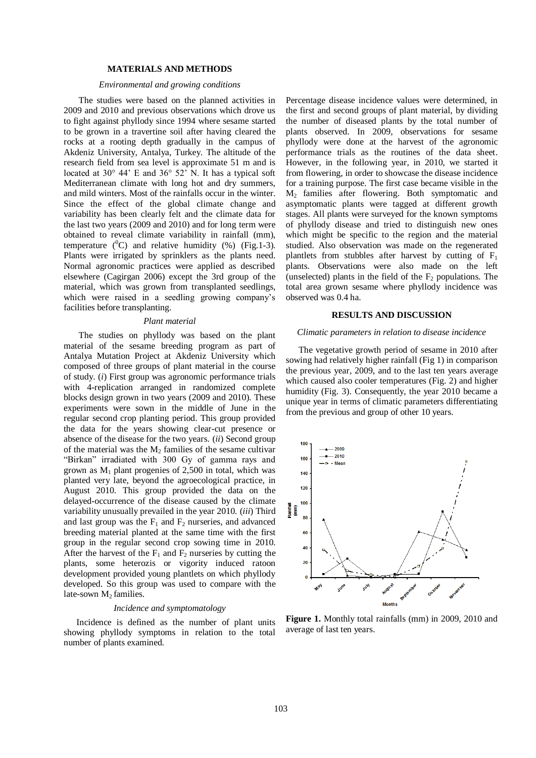## MATERIALS AND METHODS

### *Environmental and growing conditions*

The studies were based on the planned activities in 2009 and 2010 and previous observations which drove us to fight against phyllody since 1994 where sesame started to be grown in a travertine soil after having cleared the rocks at a rooting depth gradually in the campus of Akdeniz University, Antalya, Turkey. The altitude of the research field from sea level is approximate 51 m and is located at 30° 44' E and 36° 52' N. It has a typical soft Mediterranean climate with long hot and dry summers, and mild winters. Most of the rainfalls occur in the winter. Since the effect of the global climate change and variability has been clearly felt and the climate data for the last two years (2009 and 2010) and for long term were obtained to reveal climate variability in rainfall (mm), temperature ($^0$C) and relative humidity (%) (Fig.1-3). Plants were irrigated by sprinklers as the plants need. Normal agronomic practices were applied as described elsewhere (Cagirgan 2006) except the 3rd group of the material, which was grown from transplanted seedlings, which were raised in a seedling growing company's facilities before transplanting.

### *Plant material*

The studies on phyllody was based on the plant material of the sesame breeding program as part of Antalya Mutation Project at Akdeniz University which composed of three groups of plant material in the course of study. (*i*) First group was agronomic performance trials with 4-replication arranged in randomized complete blocks design grown in two years (2009 and 2010). These experiments were sown in the middle of June in the regular second crop planting period. This group provided the data for the years showing clear-cut presence or absence of the disease for the two years. (*ii*) Second group of the material was the $M_2$ families of the sesame cultivar "Birkan" irradiated with 300 Gy of gamma rays and grown as $M_1$ plant progenies of 2,500 in total, which was planted very late, beyond the agroecological practice, in August 2010. This group provided the data on the delayed-occurrence of the disease caused by the climate variability unusually prevailed in the year 2010. (*iii*) Third and last group was the $F_1$ and $F_2$ nurseries, and advanced breeding material planted at the same time with the first group in the regular second crop sowing time in 2010. After the harvest of the $F_1$ and $F_2$ nurseries by cutting the plants, some heterozis or vigority induced ratoon development provided young plantlets on which phyllody developed. So this group was used to compare with the late-sown $M_2$ families.

### *Incidence and symptomatology*

Incidence is defined as the number of plant units showing phyllody symptoms in relation to the total number of plants examined.

Percentage disease incidence values were determined, in the first and second groups of plant material, by dividing the number of diseased plants by the total number of plants observed. In 2009, observations for sesame phyllody were done at the harvest of the agronomic performance trials as the routines of the data sheet. However, in the following year, in 2010, we started it from flowering, in order to showcase the disease incidence for a training purpose. The first case became visible in the $M_2$ families after flowering. Both symptomatic and asymptomatic plants were tagged at different growth stages. All plants were surveyed for the known symptoms of phyllody disease and tried to distinguish new ones which might be specific to the region and the material studied. Also observation was made on the regenerated plantlets from stubbles after harvest by cutting of $F_1$ plants. Observations were also made on the left (unselected) plants in the field of the $F_2$ populations. The total area grown sesame where phyllody incidence was observed was 0.4 ha.

## RESULTS AND DISCUSSION

### *Climatic parameters in relation to disease incidence*

The vegetative growth period of sesame in 2010 after sowing had relatively higher rainfall (Fig 1) in comparison the previous year, 2009, and to the last ten years average which caused also cooler temperatures (Fig. 2) and higher humidity (Fig. 3). Consequently, the year 2010 became a unique year in terms of climatic parameters differentiating from the previous and group of other 10 years.

**Figure 1.** Monthly total rainfalls (mm) in 2009, 2010 and average of last ten years.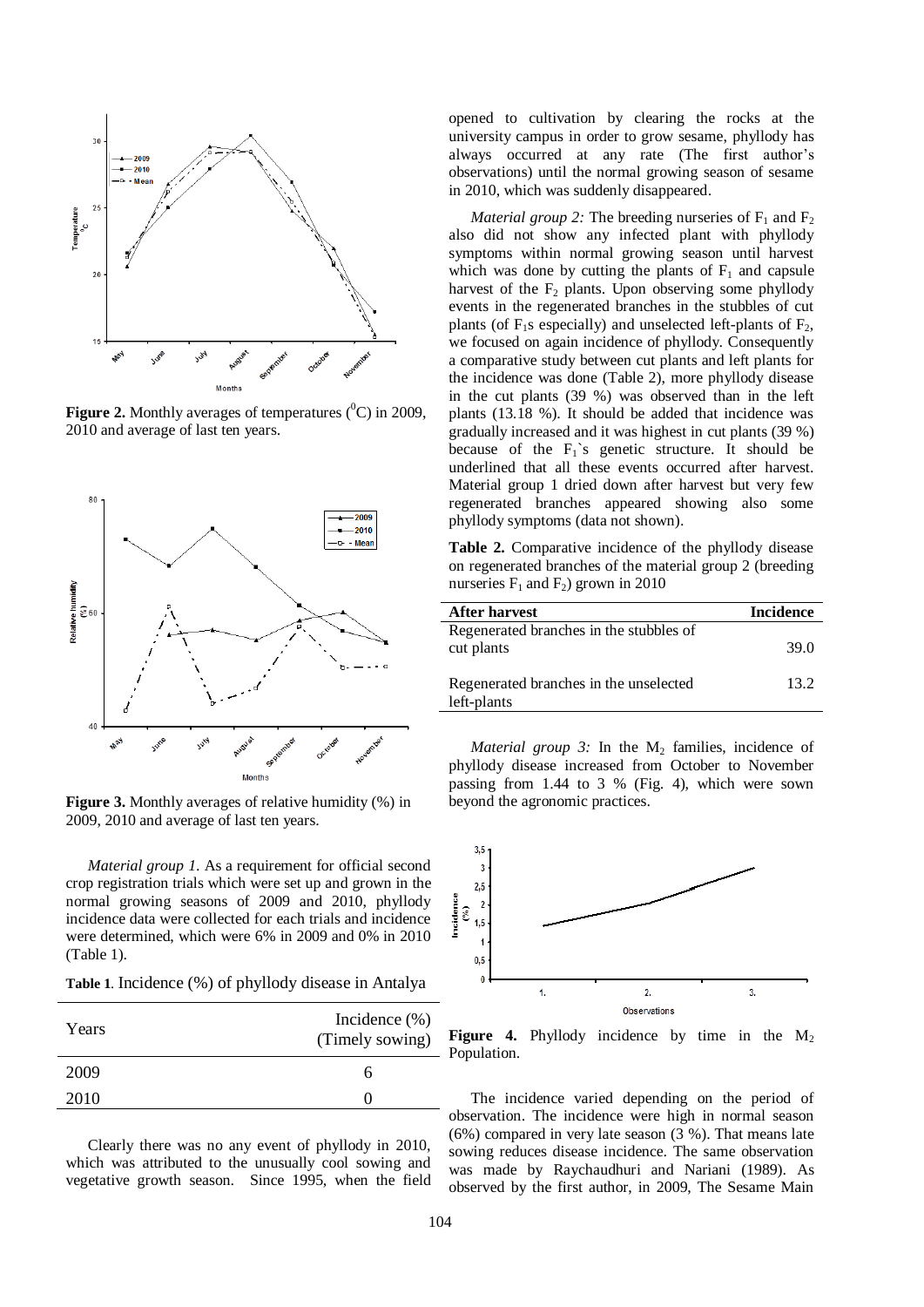**Figure 2.** Monthly averages of temperatures ($^0$C) in 2009, 2010 and average of last ten years.

**Figure 3.** Monthly averages of relative humidity (%) in 2009, 2010 and average of last ten years.

*Material group 1.* As a requirement for official second crop registration trials which were set up and grown in the normal growing seasons of 2009 and 2010, phyllody incidence data were collected for each trials and incidence were determined, which were 6% in 2009 and 0% in 2010 (Table 1).

**Table 1**. Incidence (%) of phyllody disease in Antalya

| Years | Incidence (%) (Timely sowing) |
|---|---|
| 2009 | 6 |
| 2010 | 0 |

Clearly there was no any event of phyllody in 2010, which was attributed to the unusually cool sowing and vegetative growth season. Since 1995, when the field opened to cultivation by clearing the rocks at the university campus in order to grow sesame, phyllody has always occurred at any rate (The first author's observations) until the normal growing season of sesame in 2010, which was suddenly disappeared.

*Material group 2:* The breeding nurseries of $F_1$ and $F_2$ also did not show any infected plant with phyllody symptoms within normal growing season until harvest which was done by cutting the plants of $F_1$ and capsule harvest of the $F_2$ plants. Upon observing some phyllody events in the regenerated branches in the stubbles of cut plants (of $F_1$s especially) and unselected left-plants of $F_2$, we focused on again incidence of phyllody. Consequently a comparative study between cut plants and left plants for the incidence was done (Table 2), more phyllody disease in the cut plants (39 %) was observed than in the left plants (13.18 %). It should be added that incidence was gradually increased and it was highest in cut plants (39 %) because of the $F_1$`s genetic structure. It should be underlined that all these events occurred after harvest. Material group 1 dried down after harvest but very few regenerated branches appeared showing also some phyllody symptoms (data not shown).

**Table 2.** Comparative incidence of the phyllody disease on regenerated branches of the material group 2 (breeding nurseries $F_1$ and $F_2$) grown in 2010

| After harvest | Incidence |
|---|---|
| Regenerated branches in the stubbles of cut plants | 39.0 |
| Regenerated branches in the unselected left-plants | 13.2 |

*Material group 3:* In the $M_2$ families, incidence of phyllody disease increased from October to November passing from 1.44 to 3 % (Fig. 4), which were sown beyond the agronomic practices.

**Figure 4.** Phyllody incidence by time in the $M_2$ Population.

The incidence varied depending on the period of observation. The incidence were high in normal season (6%) compared in very late season (3 %). That means late sowing reduces disease incidence. The same observation was made by Raychaudhuri and Nariani (1989). As observed by the first author, in 2009, The Sesame Main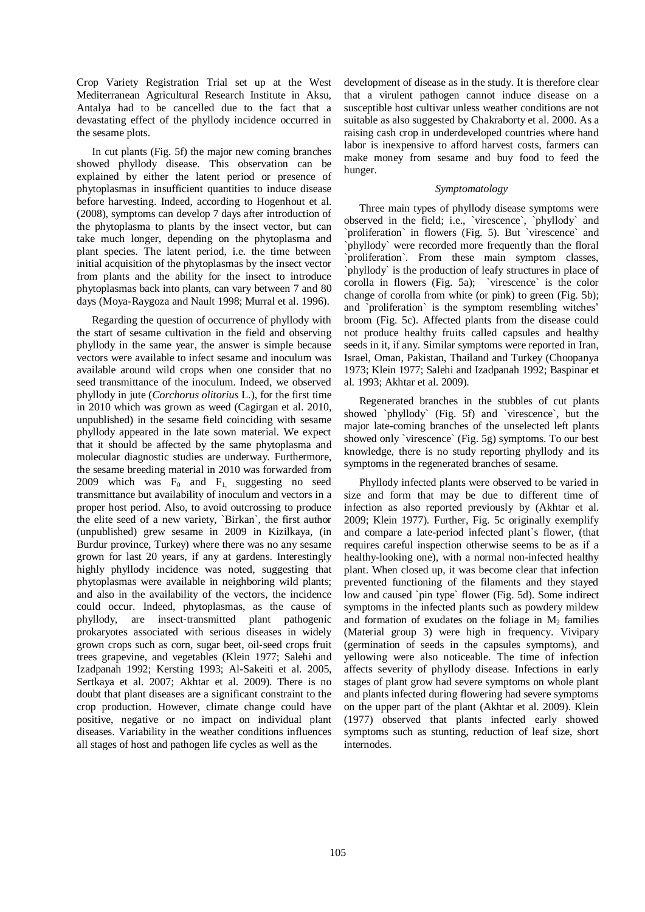Crop Variety Registration Trial set up at the West Mediterranean Agricultural Research Institute in Aksu, Antalya had to be cancelled due to the fact that a devastating effect of the phyllody incidence occurred in the sesame plots.

In cut plants (Fig. 5f) the major new coming branches showed phyllody disease. This observation can be explained by either the latent period or presence of phytoplasmas in insufficient quantities to induce disease before harvesting. Indeed, according to Hogenhout et al. (2008), symptoms can develop 7 days after introduction of the phytoplasma to plants by the insect vector, but can take much longer, depending on the phytoplasma and plant species. The latent period, i.e. the time between initial acquisition of the phytoplasmas by the insect vector from plants and the ability for the insect to introduce phytoplasmas back into plants, can vary between 7 and 80 days (Moya-Raygoza and Nault 1998; Murral et al. 1996).

Regarding the question of occurrence of phyllody with the start of sesame cultivation in the field and observing phyllody in the same year, the answer is simple because vectors were available to infect sesame and inoculum was available around wild crops when one consider that no seed transmittance of the inoculum. Indeed, we observed phyllody in jute (*Corchorus olitorius* L.), for the first time in 2010 which was grown as weed (Cagirgan et al. 2010, unpublished) in the sesame field coinciding with sesame phyllody appeared in the late sown material. We expect that it should be affected by the same phytoplasma and molecular diagnostic studies are underway. Furthermore, the sesame breeding material in 2010 was forwarded from 2009 which was $F_0$ and $F_1$, suggesting no seed transmittance but availability of inoculum and vectors in a proper host period. Also, to avoid outcrossing to produce the elite seed of a new variety, `Birkan`, the first author (unpublished) grew sesame in 2009 in Kizilkaya, (in Burdur province, Turkey) where there was no any sesame grown for last 20 years, if any at gardens. Interestingly highly phyllody incidence was noted, suggesting that phytoplasmas were available in neighboring wild plants; and also in the availability of the vectors, the incidence could occur. Indeed, phytoplasmas, as the cause of phyllody, are insect-transmitted plant pathogenic prokaryotes associated with serious diseases in widely grown crops such as corn, sugar beet, oil-seed crops fruit trees grapevine, and vegetables (Klein 1977; Salehi and Izadpanah 1992; Kersting 1993; Al-Sakeiti et al. 2005, Sertkaya et al. 2007; Akhtar et al. 2009). There is no doubt that plant diseases are a significant constraint to the crop production. However, climate change could have positive, negative or no impact on individual plant diseases. Variability in the weather conditions influences all stages of host and pathogen life cycles as well as the development of disease as in the study. It is therefore clear that a virulent pathogen cannot induce disease on a susceptible host cultivar unless weather conditions are not suitable as also suggested by Chakraborty et al. 2000. As a raising cash crop in underdeveloped countries where hand labor is inexpensive to afford harvest costs, farmers can make money from sesame and buy food to feed the hunger.

### *Symptomatology*

Three main types of phyllody disease symptoms were observed in the field; i.e., `virescence`, `phyllody` and `proliferation` in flowers (Fig. 5). But `virescence` and `phyllody` were recorded more frequently than the floral `proliferation`. From these main symptom classes, `phyllody` is the production of leafy structures in place of corolla in flowers (Fig. 5a); `virescence` is the color change of corolla from white (or pink) to green (Fig. 5b); and `proliferation` is the symptom resembling witches' broom (Fig. 5c). Affected plants from the disease could not produce healthy fruits called capsules and healthy seeds in it, if any. Similar symptoms were reported in Iran, Israel, Oman, Pakistan, Thailand and Turkey (Choopanya 1973; Klein 1977; Salehi and Izadpanah 1992; Baspinar et al. 1993; Akhtar et al. 2009).

Regenerated branches in the stubbles of cut plants showed `phyllody` (Fig. 5f) and `virescence`, but the major late-coming branches of the unselected left plants showed only `virescence` (Fig. 5g) symptoms. To our best knowledge, there is no study reporting phyllody and its symptoms in the regenerated branches of sesame.

Phyllody infected plants were observed to be varied in size and form that may be due to different time of infection as also reported previously by (Akhtar et al. 2009; Klein 1977). Further, Fig. 5c originally exemplify and compare a late-period infected plant`s flower, (that requires careful inspection otherwise seems to be as if a healthy-looking one), with a normal non-infected healthy plant. When closed up, it was become clear that infection prevented functioning of the filaments and they stayed low and caused `pin type` flower (Fig. 5d). Some indirect symptoms in the infected plants such as powdery mildew and formation of exudates on the foliage in $M_2$ families (Material group 3) were high in frequency. Vivipary (germination of seeds in the capsules symptoms), and yellowing were also noticeable. The time of infection affects severity of phyllody disease. Infections in early stages of plant grow had severe symptoms on whole plant and plants infected during flowering had severe symptoms on the upper part of the plant (Akhtar et al. 2009). Klein (1977) observed that plants infected early showed symptoms such as stunting, reduction of leaf size, short internodes.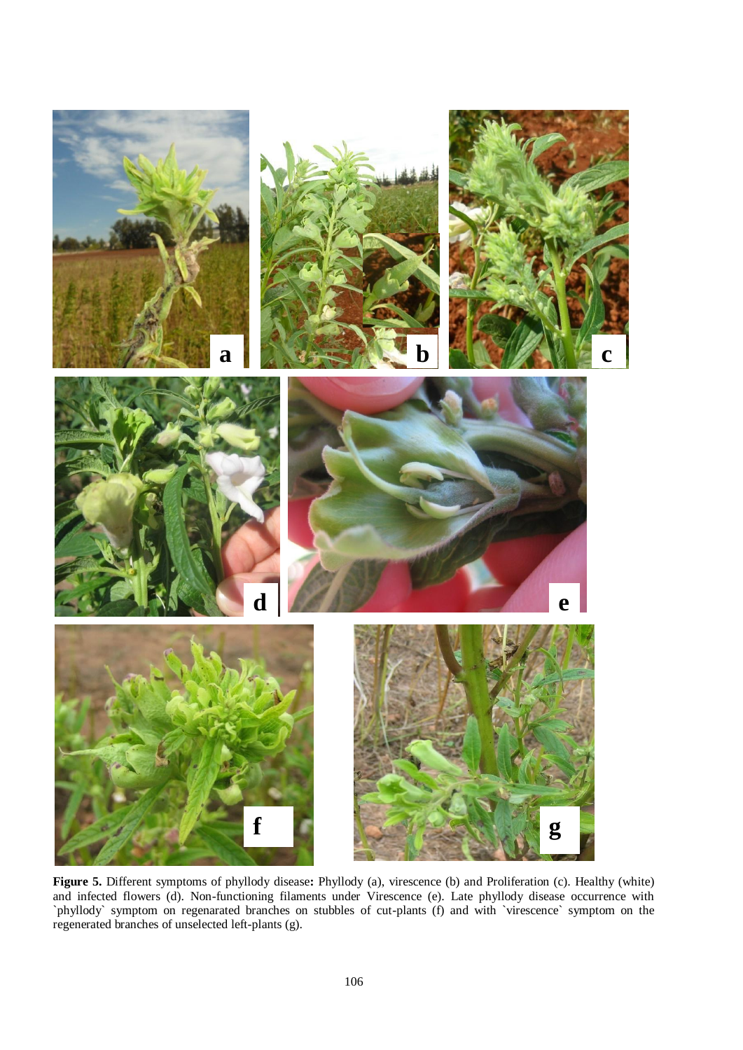**Figure 5.** Different symptoms of phyllody disease**:** Phyllody (a), virescence (b) and Proliferation (c). Healthy (white) and infected flowers (d). Non-functioning filaments under Virescence (e). Late phyllody disease occurrence with `phyllody` symptom on regenarated branches on stubbles of cut-plants (f) and with `virescence` symptom on the regenerated branches of unselected left-plants (g).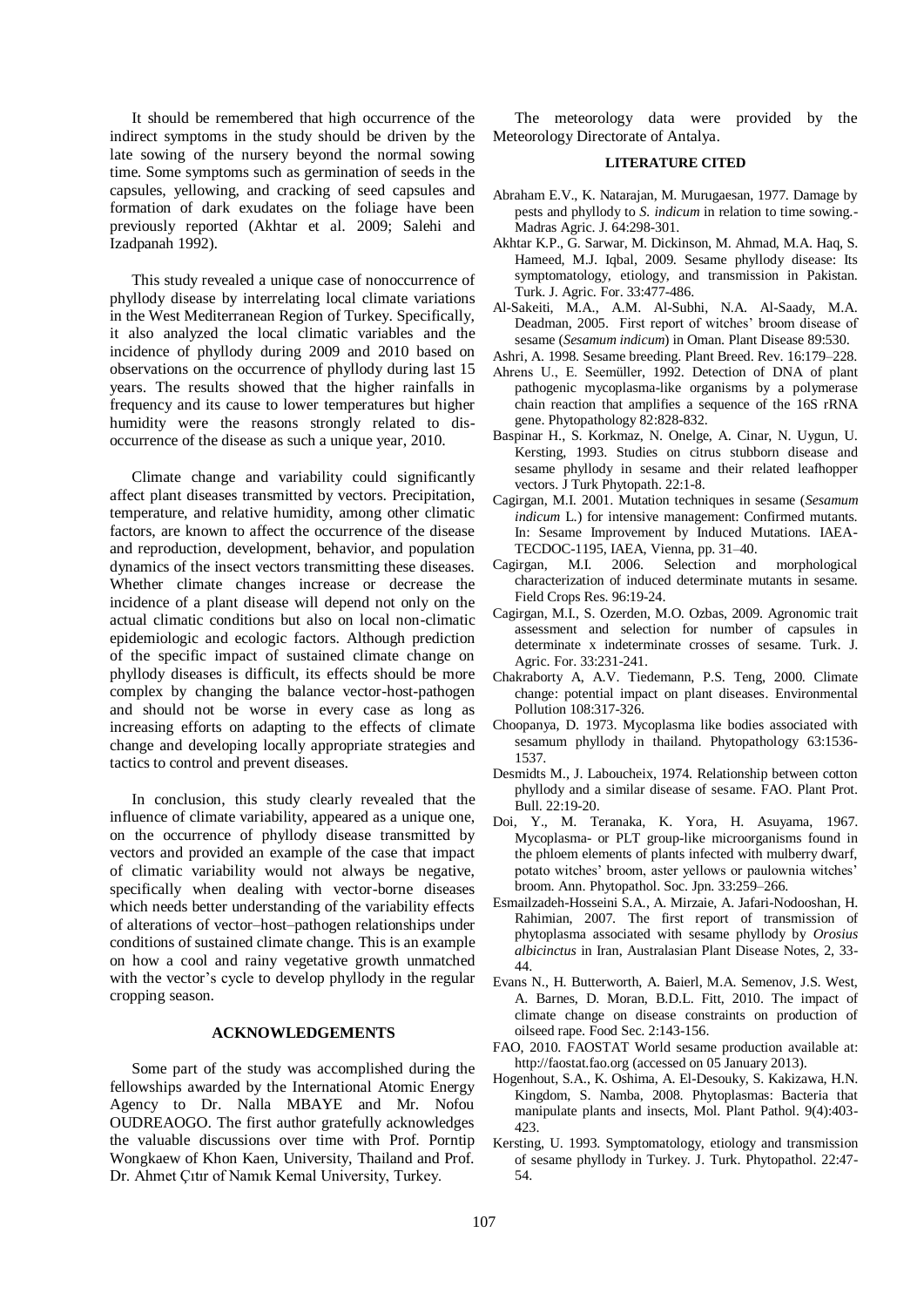It should be remembered that high occurrence of the indirect symptoms in the study should be driven by the late sowing of the nursery beyond the normal sowing time. Some symptoms such as germination of seeds in the capsules, yellowing, and cracking of seed capsules and formation of dark exudates on the foliage have been previously reported (Akhtar et al. 2009; Salehi and Izadpanah 1992).

This study revealed a unique case of nonoccurrence of phyllody disease by interrelating local climate variations in the West Mediterranean Region of Turkey. Specifically, it also analyzed the local climatic variables and the incidence of phyllody during 2009 and 2010 based on observations on the occurrence of phyllody during last 15 years. The results showed that the higher rainfalls in frequency and its cause to lower temperatures but higher humidity were the reasons strongly related to dis-occurrence of the disease as such a unique year, 2010.

Climate change and variability could significantly affect plant diseases transmitted by vectors. Precipitation, temperature, and relative humidity, among other climatic factors, are known to affect the occurrence of the disease and reproduction, development, behavior, and population dynamics of the insect vectors transmitting these diseases. Whether climate changes increase or decrease the incidence of a plant disease will depend not only on the actual climatic conditions but also on local non-climatic epidemiologic and ecologic factors. Although prediction of the specific impact of sustained climate change on phyllody diseases is difficult, its effects should be more complex by changing the balance vector-host-pathogen and should not be worse in every case as long as increasing efforts on adapting to the effects of climate change and developing locally appropriate strategies and tactics to control and prevent diseases.

In conclusion, this study clearly revealed that the influence of climate variability, appeared as a unique one, on the occurrence of phyllody disease transmitted by vectors and provided an example of the case that impact of climatic variability would not always be negative, specifically when dealing with vector-borne diseases which needs better understanding of the variability effects of alterations of vector–host–pathogen relationships under conditions of sustained climate change. This is an example on how a cool and rainy vegetative growth unmatched with the vector's cycle to develop phyllody in the regular cropping season.

## ACKNOWLEDGEMENTS

Some part of the study was accomplished during the fellowships awarded by the International Atomic Energy Agency to Dr. Nalla MBAYE and Mr. Nofou OUDREAOGO. The first author gratefully acknowledges the valuable discussions over time with Prof. Porntip Wongkaew of Khon Kaen, University, Thailand and Prof. Dr. Ahmet Çıtır of Namık Kemal University, Turkey.

The meteorology data were provided by the Meteorology Directorate of Antalya.

## LITERATURE CITED

Abraham E.V., K. Natarajan, M. Murugaesan, 1977. Damage by pests and phyllody to *S. indicum* in relation to time sowing.- Madras Agric. J. 64:298-301.

Akhtar K.P., G. Sarwar, M. Dickinson, M. Ahmad, M.A. Haq, S. Hameed, M.J. Iqbal, 2009. Sesame phyllody disease: Its symptomatology, etiology, and transmission in Pakistan. Turk. J. Agric. For. 33:477-486.

Al-Sakeiti, M.A., A.M. Al-Subhi, N.A. Al-Saady, M.A. Deadman, 2005. First report of witches' broom disease of sesame (*Sesamum indicum*) in Oman. Plant Disease 89:530.

Ashri, A. 1998. Sesame breeding. Plant Breed. Rev. 16:179–228.

Ahrens U., E. Seemüller, 1992. Detection of DNA of plant pathogenic mycoplasma-like organisms by a polymerase chain reaction that amplifies a sequence of the 16S rRNA gene. Phytopathology 82:828-832.

Baspinar H., S. Korkmaz, N. Onelge, A. Cinar, N. Uygun, U. Kersting, 1993. Studies on citrus stubborn disease and sesame phyllody in sesame and their related leafhopper vectors. J Turk Phytopath. 22:1-8.

Cagirgan, M.I. 2001. Mutation techniques in sesame (*Sesamum indicum* L.) for intensive management: Confirmed mutants. In: Sesame Improvement by Induced Mutations. IAEA-TECDOC-1195, IAEA, Vienna, pp. 31–40.

Cagirgan, M.I. 2006. Selection and morphological characterization of induced determinate mutants in sesame. Field Crops Res. 96:19-24.

Cagirgan, M.I., S. Ozerden, M.O. Ozbas, 2009. Agronomic trait assessment and selection for number of capsules in determinate x indeterminate crosses of sesame. Turk. J. Agric. For. 33:231-241.

Chakraborty A, A.V. Tiedemann, P.S. Teng, 2000. Climate change: potential impact on plant diseases. Environmental Pollution 108:317-326.

Choopanya, D. 1973. Mycoplasma like bodies associated with sesamum phyllody in thailand. Phytopathology 63:1536-1537.

Desmidts M., J. Laboucheix, 1974. Relationship between cotton phyllody and a similar disease of sesame. FAO. Plant Prot. Bull. 22:19-20.

Doi, Y., M. Teranaka, K. Yora, H. Asuyama, 1967. Mycoplasma- or PLT group-like microorganisms found in the phloem elements of plants infected with mulberry dwarf, potato witches' broom, aster yellows or paulownia witches' broom. Ann. Phytopathol. Soc. Jpn. 33:259–266.

Esmailzadeh-Hosseini S.A., A. Mirzaie, A. Jafari-Nodooshan, H. Rahimian, 2007. The first report of transmission of phytoplasma associated with sesame phyllody by *Orosius albicinctus* in Iran, Australasian Plant Disease Notes, 2, 33-44.

Evans N., H. Butterworth, A. Baierl, M.A. Semenov, J.S. West, A. Barnes, D. Moran, B.D.L. Fitt, 2010. The impact of climate change on disease constraints on production of oilseed rape. Food Sec. 2:143-156.

FAO, 2010. FAOSTAT World sesame production available at: http://faostat.fao.org (accessed on 05 January 2013).

Hogenhout, S.A., K. Oshima, A. El-Desouky, S. Kakizawa, H.N. Kingdom, S. Namba, 2008. Phytoplasmas: Bacteria that manipulate plants and insects, Mol. Plant Pathol. 9(4):403-423.

Kersting, U. 1993. Symptomatology, etiology and transmission of sesame phyllody in Turkey. J. Turk. Phytopathol. 22:47-54.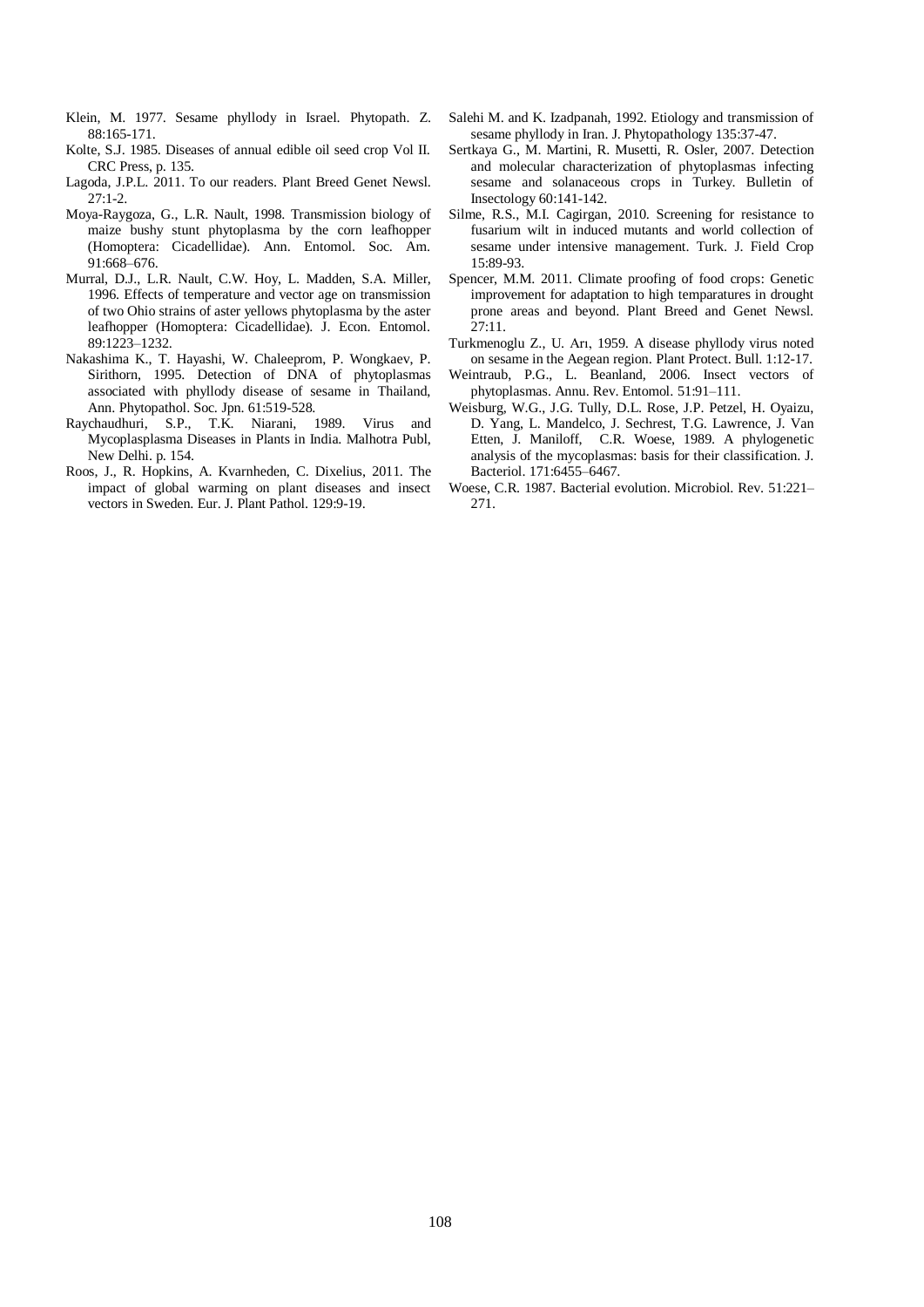Klein, M. 1977. Sesame phyllody in Israel. Phytopath. Z. 88:165-171.

Kolte, S.J. 1985. Diseases of annual edible oil seed crop Vol II. CRC Press, p. 135.

Lagoda, J.P.L. 2011. To our readers. Plant Breed Genet Newsl. 27:1-2.

Moya-Raygoza, G., L.R. Nault, 1998. Transmission biology of maize bushy stunt phytoplasma by the corn leafhopper (Homoptera: Cicadellidae). Ann. Entomol. Soc. Am. 91:668–676.

Murral, D.J., L.R. Nault, C.W. Hoy, L. Madden, S.A. Miller, 1996. Effects of temperature and vector age on transmission of two Ohio strains of aster yellows phytoplasma by the aster leafhopper (Homoptera: Cicadellidae). J. Econ. Entomol. 89:1223–1232.

Nakashima K., T. Hayashi, W. Chaleeprom, P. Wongkaev, P. Sirithorn, 1995. Detection of DNA of phytoplasmas associated with phyllody disease of sesame in Thailand, Ann. Phytopathol. Soc. Jpn. 61:519-528.

Raychaudhuri, S.P., T.K. Niarani, 1989. Virus and Mycoplasplasma Diseases in Plants in India. Malhotra Publ, New Delhi. p. 154.

Roos, J., R. Hopkins, A. Kvarnheden, C. Dixelius, 2011. The impact of global warming on plant diseases and insect vectors in Sweden. Eur. J. Plant Pathol. 129:9-19.

Salehi M. and K. Izadpanah, 1992. Etiology and transmission of sesame phyllody in Iran. J. Phytopathology 135:37-47.

Sertkaya G., M. Martini, R. Musetti, R. Osler, 2007. Detection and molecular characterization of phytoplasmas infecting sesame and solanaceous crops in Turkey. Bulletin of Insectology 60:141-142.

Silme, R.S., M.I. Cagirgan, 2010. Screening for resistance to fusarium wilt in induced mutants and world collection of sesame under intensive management. Turk. J. Field Crop 15:89-93.

Spencer, M.M. 2011. Climate proofing of food crops: Genetic improvement for adaptation to high temparatures in drought prone areas and beyond. Plant Breed and Genet Newsl. 27:11.

Turkmenoglu Z., U. Arı, 1959. A disease phyllody virus noted on sesame in the Aegean region. Plant Protect. Bull. 1:12-17.

Weintraub, P.G., L. Beanland, 2006. Insect vectors of phytoplasmas. Annu. Rev. Entomol. 51:91–111.

Weisburg, W.G., J.G. Tully, D.L. Rose, J.P. Petzel, H. Oyaizu, D. Yang, L. Mandelco, J. Sechrest, T.G. Lawrence, J. Van Etten, J. Maniloff, C.R. Woese, 1989. A phylogenetic analysis of the mycoplasmas: basis for their classification. J. Bacteriol. 171:6455–6467.

Woese, C.R. 1987. Bacterial evolution. Microbiol. Rev. 51:221–271.